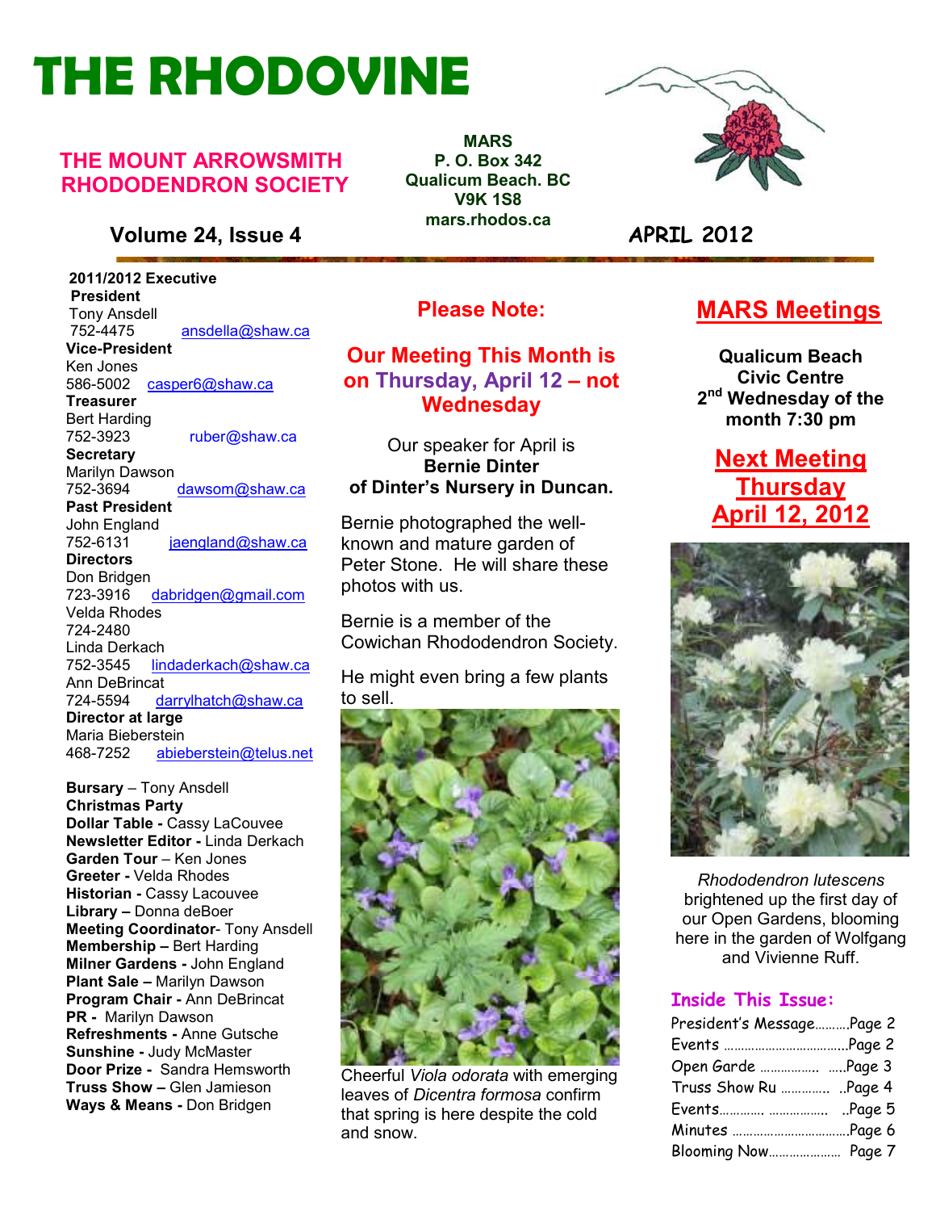# THE RHODOVINE

## THE MOUNT ARROWSMITH RHODODENDRON SOCIETY

**MARS**
**P. O. Box 342**
**Qualicum Beach. BC**
**V9K 1S8**
**mars.rhodos.ca**

**Volume 24, Issue 4** — **APRIL 2012**

**2011/2012 Executive**

**President**
Tony Ansdell
752-4475 ansdella@shaw.ca

**Vice-President**
Ken Jones
586-5002 casper6@shaw.ca

**Treasurer**
Bert Harding
752-3923 ruber@shaw.ca

**Secretary**
Marilyn Dawson
752-3694 dawsom@shaw.ca

**Past President**
John England
752-6131 jaengland@shaw.ca

**Directors**
Don Bridgen
723-3916 dabridgen@gmail.com
Velda Rhodes
724-2480
Linda Derkach
752-3545 lindaderkach@shaw.ca
Ann DeBrincat
724-5594 darrylhatch@shaw.ca

**Director at large**
Maria Bieberstein
468-7252 abieberstein@telus.net

**Bursary** – Tony Ansdell
**Christmas Party**
**Dollar Table -** Cassy LaCouvee
**Newsletter Editor -** Linda Derkach
**Garden Tour** – Ken Jones
**Greeter -** Velda Rhodes
**Historian -** Cassy Lacouvee
**Library –** Donna deBoer
**Meeting Coordinator**- Tony Ansdell
**Membership –** Bert Harding
**Milner Gardens -** John England
**Plant Sale –** Marilyn Dawson
**Program Chair -** Ann DeBrincat
**PR -** Marilyn Dawson
**Refreshments -** Anne Gutsche
**Sunshine -** Judy McMaster
**Door Prize -** Sandra Hemsworth
**Truss Show –** Glen Jamieson
**Ways & Means -** Don Bridgen

## Please Note:

### Our Meeting This Month is on Thursday, April 12 – not Wednesday

Our speaker for April is
**Bernie Dinter**
**of Dinter's Nursery in Duncan.**

Bernie photographed the well-known and mature garden of Peter Stone. He will share these photos with us.

Bernie is a member of the Cowichan Rhododendron Society.

He might even bring a few plants to sell.

Cheerful *Viola odorata* with emerging leaves of *Dicentra formosa* confirm that spring is here despite the cold and snow.

## MARS Meetings

**Qualicum Beach Civic Centre**
**2nd Wednesday of the month 7:30 pm**

## Next Meeting Thursday April 12, 2012

*Rhododendron lutescens* brightened up the first day of our Open Gardens, blooming here in the garden of Wolfgang and Vivienne Ruff.

### Inside This Issue:

- President's Message..........Page 2
- Events ....................................Page 2
- Open Garde ................. .....Page 3
- Truss Show Ru ............. ..Page 4
- Events............ ................ ..Page 5
- Minutes .................................Page 6
- Blooming Now..................... Page 7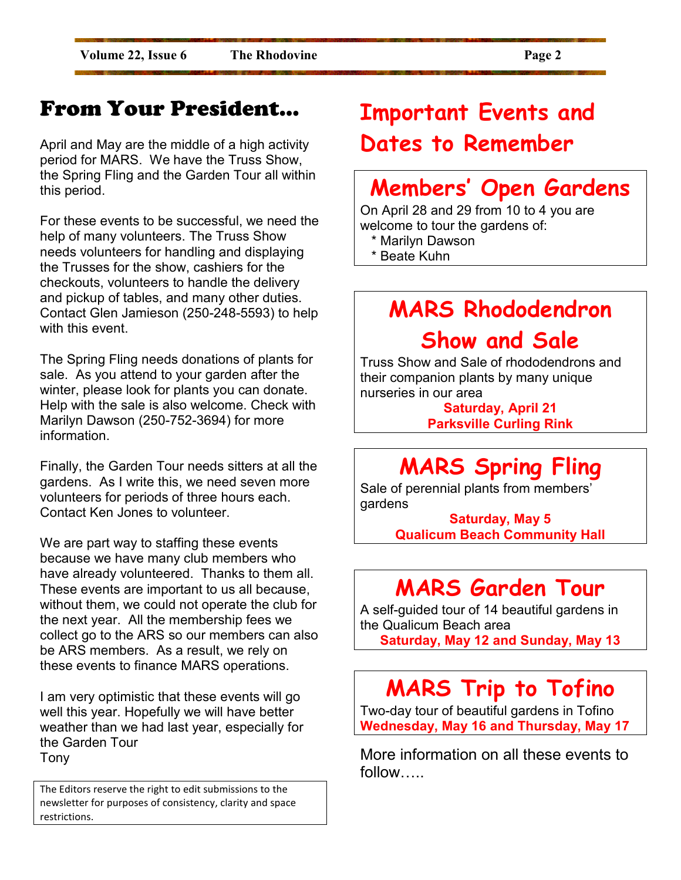# From Your President...

April and May are the middle of a high activity period for MARS. We have the Truss Show, the Spring Fling and the Garden Tour all within this period.

For these events to be successful, we need the help of many volunteers. The Truss Show needs volunteers for handling and displaying the Trusses for the show, cashiers for the checkouts, volunteers to handle the delivery and pickup of tables, and many other duties. Contact Glen Jamieson (250-248-5593) to help with this event.

The Spring Fling needs donations of plants for sale. As you attend to your garden after the winter, please look for plants you can donate. Help with the sale is also welcome. Check with Marilyn Dawson (250-752-3694) for more information.

Finally, the Garden Tour needs sitters at all the gardens. As I write this, we need seven more volunteers for periods of three hours each. Contact Ken Jones to volunteer.

We are part way to staffing these events because we have many club members who have already volunteered. Thanks to them all. These events are important to us all because, without them, we could not operate the club for the next year. All the membership fees we collect go to the ARS so our members can also be ARS members. As a result, we rely on these events to finance MARS operations.

I am very optimistic that these events will go well this year. Hopefully we will have better weather than we had last year, especially for the Garden Tour

Tony

The Editors reserve the right to edit submissions to the newsletter for purposes of consistency, clarity and space restrictions.

# Important Events and Dates to Remember

## Members' Open Gardens

On April 28 and 29 from 10 to 4 you are welcome to tour the gardens of:

* Marilyn Dawson
* Beate Kuhn

## MARS Rhododendron Show and Sale

Truss Show and Sale of rhododendrons and their companion plants by many unique nurseries in our area

**Saturday, April 21**
**Parksville Curling Rink**

## MARS Spring Fling

Sale of perennial plants from members' gardens

**Saturday, May 5**
**Qualicum Beach Community Hall**

## MARS Garden Tour

A self-guided tour of 14 beautiful gardens in the Qualicum Beach area

**Saturday, May 12 and Sunday, May 13**

## MARS Trip to Tofino

Two-day tour of beautiful gardens in Tofino

**Wednesday, May 16 and Thursday, May 17**

More information on all these events to follow…..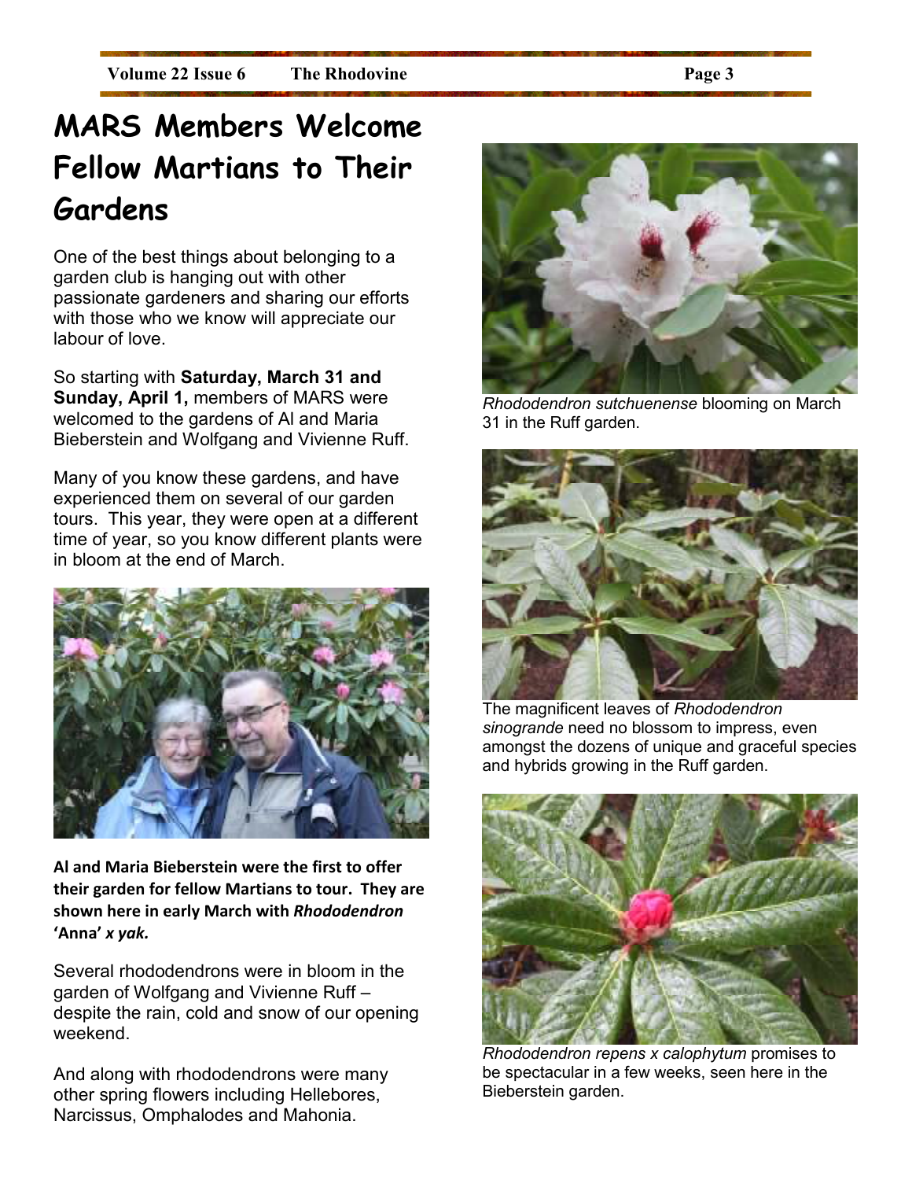# MARS Members Welcome Fellow Martians to Their Gardens

One of the best things about belonging to a garden club is hanging out with other passionate gardeners and sharing our efforts with those who we know will appreciate our labour of love.

So starting with **Saturday, March 31 and Sunday, April 1,** members of MARS were welcomed to the gardens of Al and Maria Bieberstein and Wolfgang and Vivienne Ruff.

Many of you know these gardens, and have experienced them on several of our garden tours. This year, they were open at a different time of year, so you know different plants were in bloom at the end of March.

**Al and Maria Bieberstein were the first to offer their garden for fellow Martians to tour. They are shown here in early March with *Rhododendron* 'Anna' *x yak.***

Several rhododendrons were in bloom in the garden of Wolfgang and Vivienne Ruff – despite the rain, cold and snow of our opening weekend.

And along with rhododendrons were many other spring flowers including Hellebores, Narcissus, Omphalodes and Mahonia.

*Rhododendron sutchuenense* blooming on March 31 in the Ruff garden.

The magnificent leaves of *Rhododendron sinogrande* need no blossom to impress, even amongst the dozens of unique and graceful species and hybrids growing in the Ruff garden.

*Rhododendron repens x calophytum* promises to be spectacular in a few weeks, seen here in the Bieberstein garden.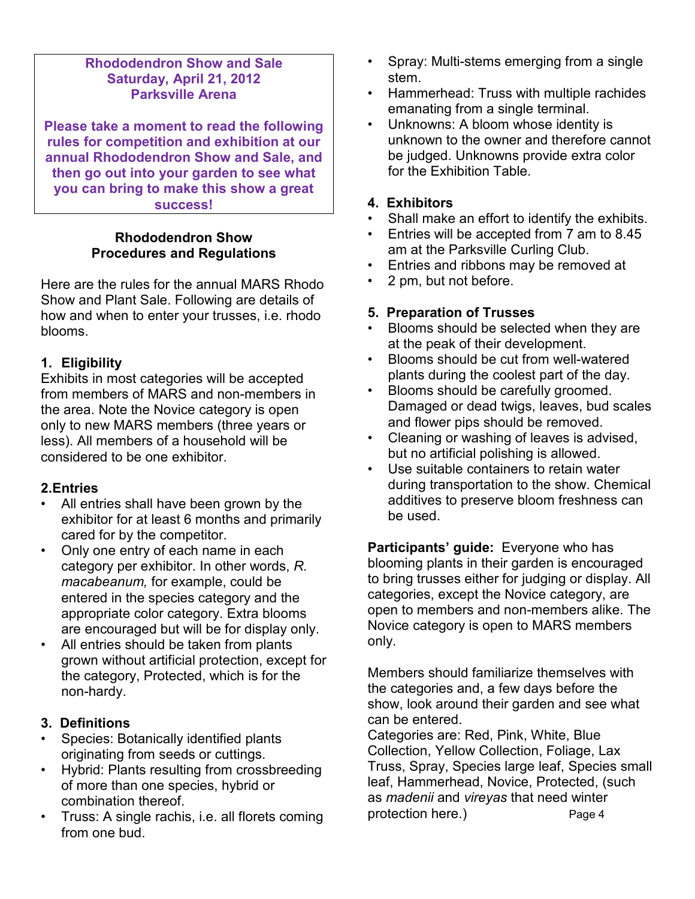**Rhododendron Show and Sale**
**Saturday, April 21, 2012**
**Parksville Arena**

**Please take a moment to read the following rules for competition and exhibition at our annual Rhododendron Show and Sale, and then go out into your garden to see what you can bring to make this show a great success!**

## Rhododendron Show Procedures and Regulations

Here are the rules for the annual MARS Rhodo Show and Plant Sale. Following are details of how and when to enter your trusses, i.e. rhodo blooms.

### 1. Eligibility

Exhibits in most categories will be accepted from members of MARS and non-members in the area. Note the Novice category is open only to new MARS members (three years or less). All members of a household will be considered to be one exhibitor.

### 2.Entries

- All entries shall have been grown by the exhibitor for at least 6 months and primarily cared for by the competitor.
- Only one entry of each name in each category per exhibitor. In other words, *R. macabeanum,* for example, could be entered in the species category and the appropriate color category. Extra blooms are encouraged but will be for display only.
- All entries should be taken from plants grown without artificial protection, except for the category, Protected, which is for the non-hardy.

### 3. Definitions

- Species: Botanically identified plants originating from seeds or cuttings.
- Hybrid: Plants resulting from crossbreeding of more than one species, hybrid or combination thereof.
- Truss: A single rachis, i.e. all florets coming from one bud.
- Spray: Multi-stems emerging from a single stem.
- Hammerhead: Truss with multiple rachides emanating from a single terminal.
- Unknowns: A bloom whose identity is unknown to the owner and therefore cannot be judged. Unknowns provide extra color for the Exhibition Table.

### 4. Exhibitors

- Shall make an effort to identify the exhibits.
- Entries will be accepted from 7 am to 8.45 am at the Parksville Curling Club.
- Entries and ribbons may be removed at
- 2 pm, but not before.

### 5. Preparation of Trusses

- Blooms should be selected when they are at the peak of their development.
- Blooms should be cut from well-watered plants during the coolest part of the day.
- Blooms should be carefully groomed. Damaged or dead twigs, leaves, bud scales and flower pips should be removed.
- Cleaning or washing of leaves is advised, but no artificial polishing is allowed.
- Use suitable containers to retain water during transportation to the show. Chemical additives to preserve bloom freshness can be used.

**Participants' guide:** Everyone who has blooming plants in their garden is encouraged to bring trusses either for judging or display. All categories, except the Novice category, are open to members and non-members alike. The Novice category is open to MARS members only.

Members should familiarize themselves with the categories and, a few days before the show, look around their garden and see what can be entered.
Categories are: Red, Pink, White, Blue Collection, Yellow Collection, Foliage, Lax Truss, Spray, Species large leaf, Species small leaf, Hammerhead, Novice, Protected, (such as *madenii* and *vireyas* that need winter protection here.)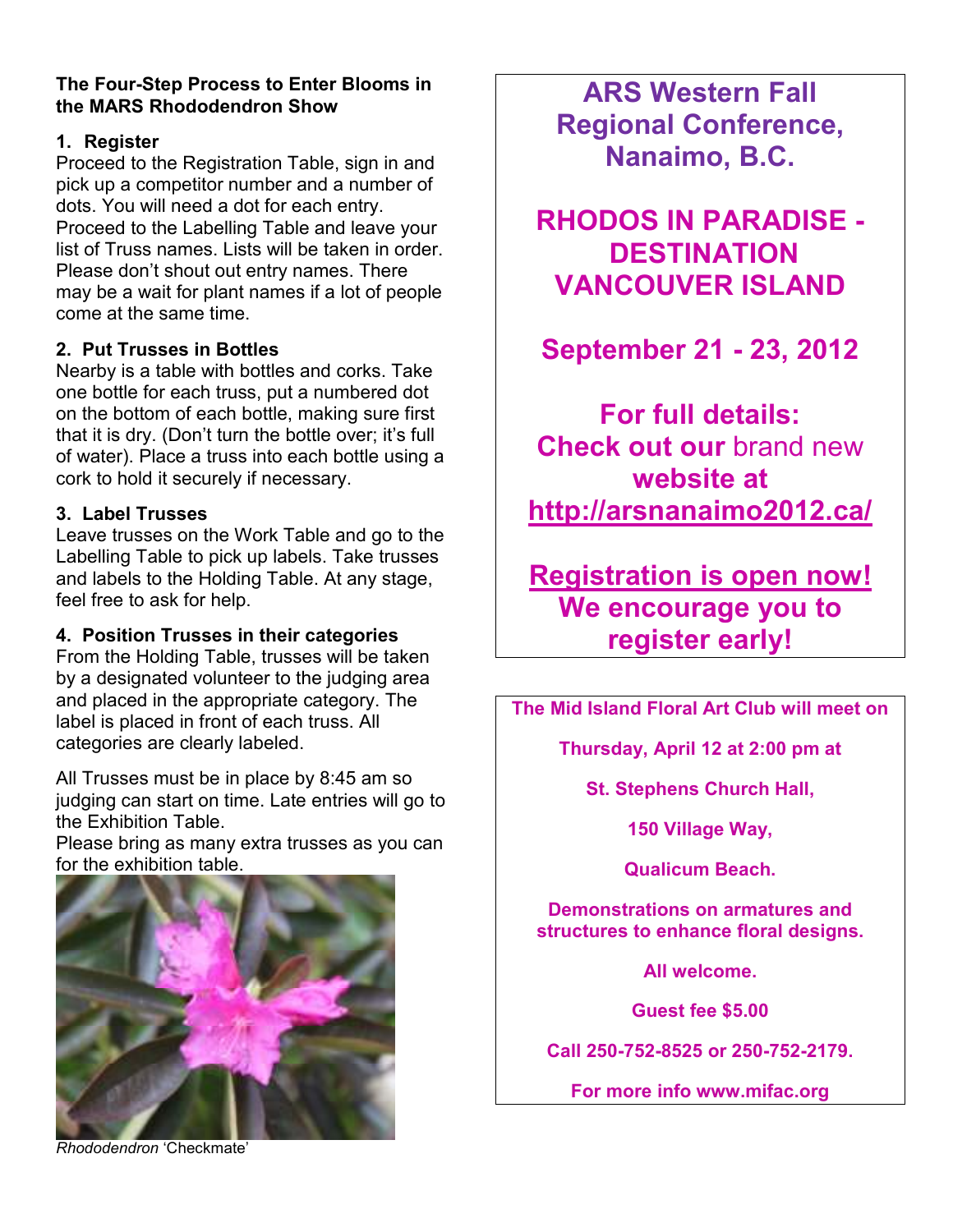**The Four-Step Process to Enter Blooms in the MARS Rhododendron Show**

**1. Register**

Proceed to the Registration Table, sign in and pick up a competitor number and a number of dots. You will need a dot for each entry. Proceed to the Labelling Table and leave your list of Truss names. Lists will be taken in order. Please don't shout out entry names. There may be a wait for plant names if a lot of people come at the same time.

**2. Put Trusses in Bottles**

Nearby is a table with bottles and corks. Take one bottle for each truss, put a numbered dot on the bottom of each bottle, making sure first that it is dry. (Don't turn the bottle over; it's full of water). Place a truss into each bottle using a cork to hold it securely if necessary.

**3. Label Trusses**

Leave trusses on the Work Table and go to the Labelling Table to pick up labels. Take trusses and labels to the Holding Table. At any stage, feel free to ask for help.

**4. Position Trusses in their categories**

From the Holding Table, trusses will be taken by a designated volunteer to the judging area and placed in the appropriate category. The label is placed in front of each truss. All categories are clearly labeled.

All Trusses must be in place by 8:45 am so judging can start on time. Late entries will go to the Exhibition Table.

Please bring as many extra trusses as you can for the exhibition table.

*Rhododendron* 'Checkmate'

## ARS Western Fall Regional Conference, Nanaimo, B.C.

## RHODOS IN PARADISE - DESTINATION VANCOUVER ISLAND

## September 21 - 23, 2012

**For full details:**
**Check out our** brand new **website at**
**http://arsnanaimo2012.ca/**

**Registration is open now!**
**We encourage you to register early!**

**The Mid Island Floral Art Club will meet on**

**Thursday, April 12 at 2:00 pm at**

**St. Stephens Church Hall,**

**150 Village Way,**

**Qualicum Beach.**

**Demonstrations on armatures and structures to enhance floral designs.**

**All welcome.**

**Guest fee $5.00**

**Call 250-752-8525 or 250-752-2179.**

**For more info www.mifac.org**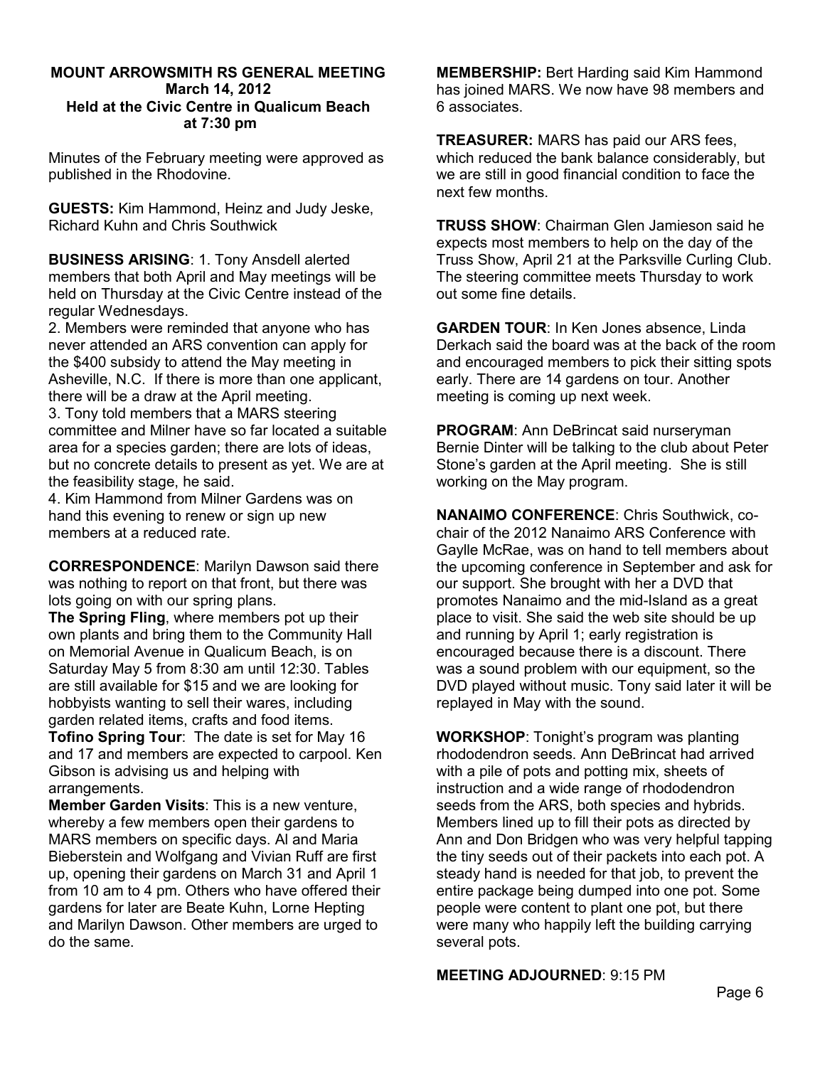# MOUNT ARROWSMITH RS GENERAL MEETING
## March 14, 2012
## Held at the Civic Centre in Qualicum Beach at 7:30 pm

Minutes of the February meeting were approved as published in the Rhodovine.

**GUESTS:** Kim Hammond, Heinz and Judy Jeske, Richard Kuhn and Chris Southwick

**BUSINESS ARISING**: 1. Tony Ansdell alerted members that both April and May meetings will be held on Thursday at the Civic Centre instead of the regular Wednesdays.

2. Members were reminded that anyone who has never attended an ARS convention can apply for the $400 subsidy to attend the May meeting in Asheville, N.C. If there is more than one applicant, there will be a draw at the April meeting.

3. Tony told members that a MARS steering committee and Milner have so far located a suitable area for a species garden; there are lots of ideas, but no concrete details to present as yet. We are at the feasibility stage, he said.

4. Kim Hammond from Milner Gardens was on hand this evening to renew or sign up new members at a reduced rate.

**CORRESPONDENCE**: Marilyn Dawson said there was nothing to report on that front, but there was lots going on with our spring plans.

**The Spring Fling**, where members pot up their own plants and bring them to the Community Hall on Memorial Avenue in Qualicum Beach, is on Saturday May 5 from 8:30 am until 12:30. Tables are still available for $15 and we are looking for hobbyists wanting to sell their wares, including garden related items, crafts and food items.

**Tofino Spring Tour**: The date is set for May 16 and 17 and members are expected to carpool. Ken Gibson is advising us and helping with arrangements.

**Member Garden Visits**: This is a new venture, whereby a few members open their gardens to MARS members on specific days. Al and Maria Bieberstein and Wolfgang and Vivian Ruff are first up, opening their gardens on March 31 and April 1 from 10 am to 4 pm. Others who have offered their gardens for later are Beate Kuhn, Lorne Hepting and Marilyn Dawson. Other members are urged to do the same.

**MEMBERSHIP:** Bert Harding said Kim Hammond has joined MARS. We now have 98 members and 6 associates.

**TREASURER:** MARS has paid our ARS fees, which reduced the bank balance considerably, but we are still in good financial condition to face the next few months.

**TRUSS SHOW**: Chairman Glen Jamieson said he expects most members to help on the day of the Truss Show, April 21 at the Parksville Curling Club. The steering committee meets Thursday to work out some fine details.

**GARDEN TOUR**: In Ken Jones absence, Linda Derkach said the board was at the back of the room and encouraged members to pick their sitting spots early. There are 14 gardens on tour. Another meeting is coming up next week.

**PROGRAM**: Ann DeBrincat said nurseryman Bernie Dinter will be talking to the club about Peter Stone's garden at the April meeting. She is still working on the May program.

**NANAIMO CONFERENCE**: Chris Southwick, co-chair of the 2012 Nanaimo ARS Conference with Gaylle McRae, was on hand to tell members about the upcoming conference in September and ask for our support. She brought with her a DVD that promotes Nanaimo and the mid-Island as a great place to visit. She said the web site should be up and running by April 1; early registration is encouraged because there is a discount. There was a sound problem with our equipment, so the DVD played without music. Tony said later it will be replayed in May with the sound.

**WORKSHOP**: Tonight's program was planting rhododendron seeds. Ann DeBrincat had arrived with a pile of pots and potting mix, sheets of instruction and a wide range of rhododendron seeds from the ARS, both species and hybrids. Members lined up to fill their pots as directed by Ann and Don Bridgen who was very helpful tapping the tiny seeds out of their packets into each pot. A steady hand is needed for that job, to prevent the entire package being dumped into one pot. Some people were content to plant one pot, but there were many who happily left the building carrying several pots.

**MEETING ADJOURNED**: 9:15 PM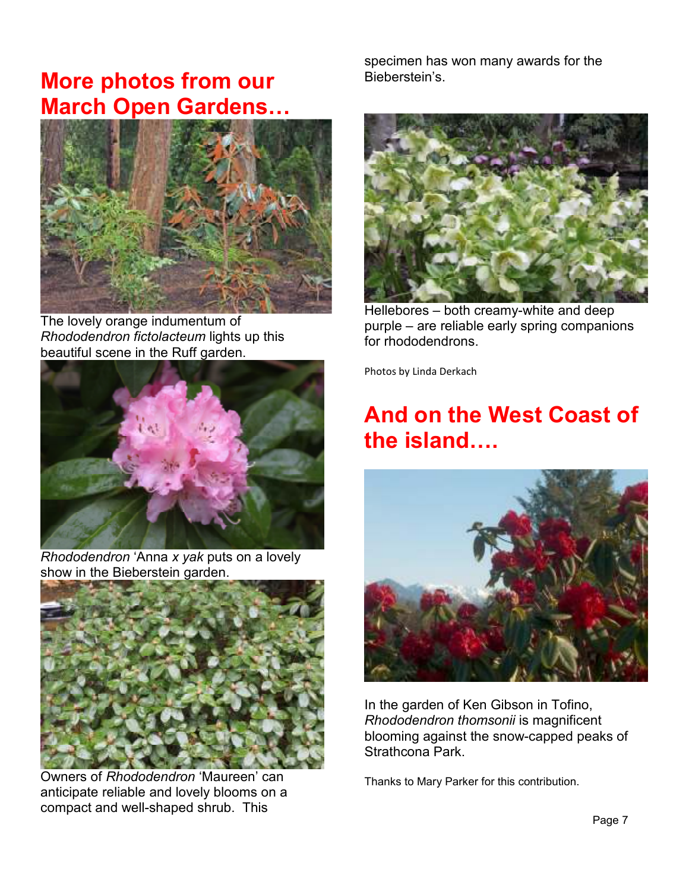## More photos from our March Open Gardens…

The lovely orange indumentum of *Rhododendron fictolacteum* lights up this beautiful scene in the Ruff garden.

*Rhododendron* 'Anna *x yak* puts on a lovely show in the Bieberstein garden.

Owners of *Rhododendron* 'Maureen' can anticipate reliable and lovely blooms on a compact and well-shaped shrub. This specimen has won many awards for the Bieberstein's.

Hellebores – both creamy-white and deep purple – are reliable early spring companions for rhododendrons.

Photos by Linda Derkach

## And on the West Coast of the island….

In the garden of Ken Gibson in Tofino, *Rhododendron thomsonii* is magnificent blooming against the snow-capped peaks of Strathcona Park.

Thanks to Mary Parker for this contribution.